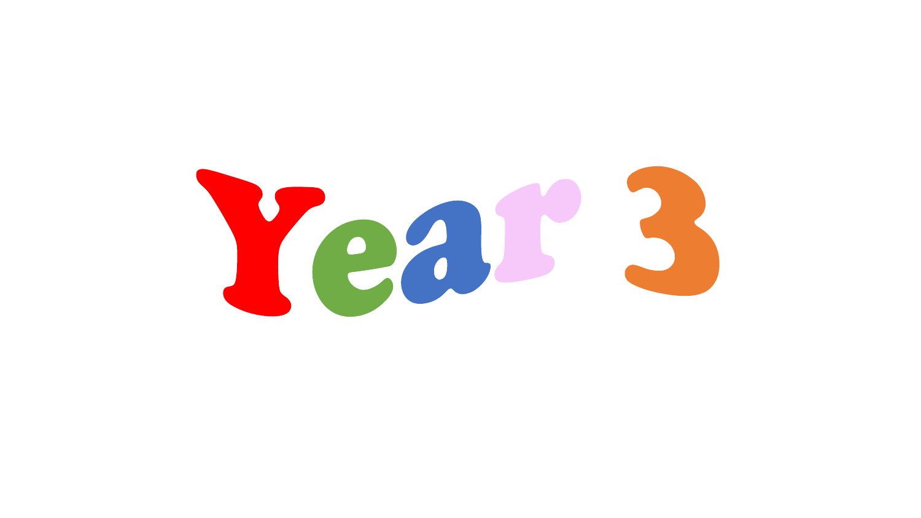# Year 3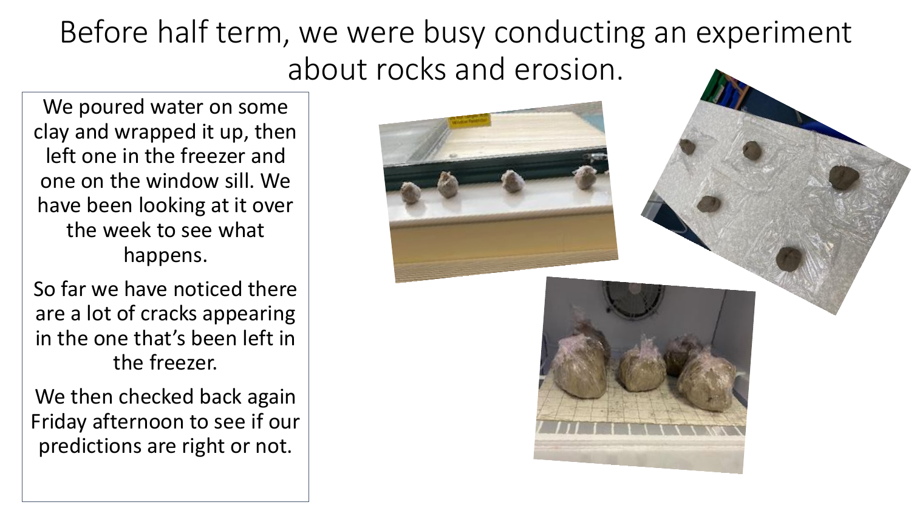# Before half term, we were busy conducting an experiment about rocks and erosion.

We poured water on some clay and wrapped it up, then left one in the freezer and one on the window sill. We have been looking at it over the week to see what happens.

So far we have noticed there are a lot of cracks appearing in the one that's been left in the freezer.

We then checked back again Friday afternoon to see if our predictions are right or not.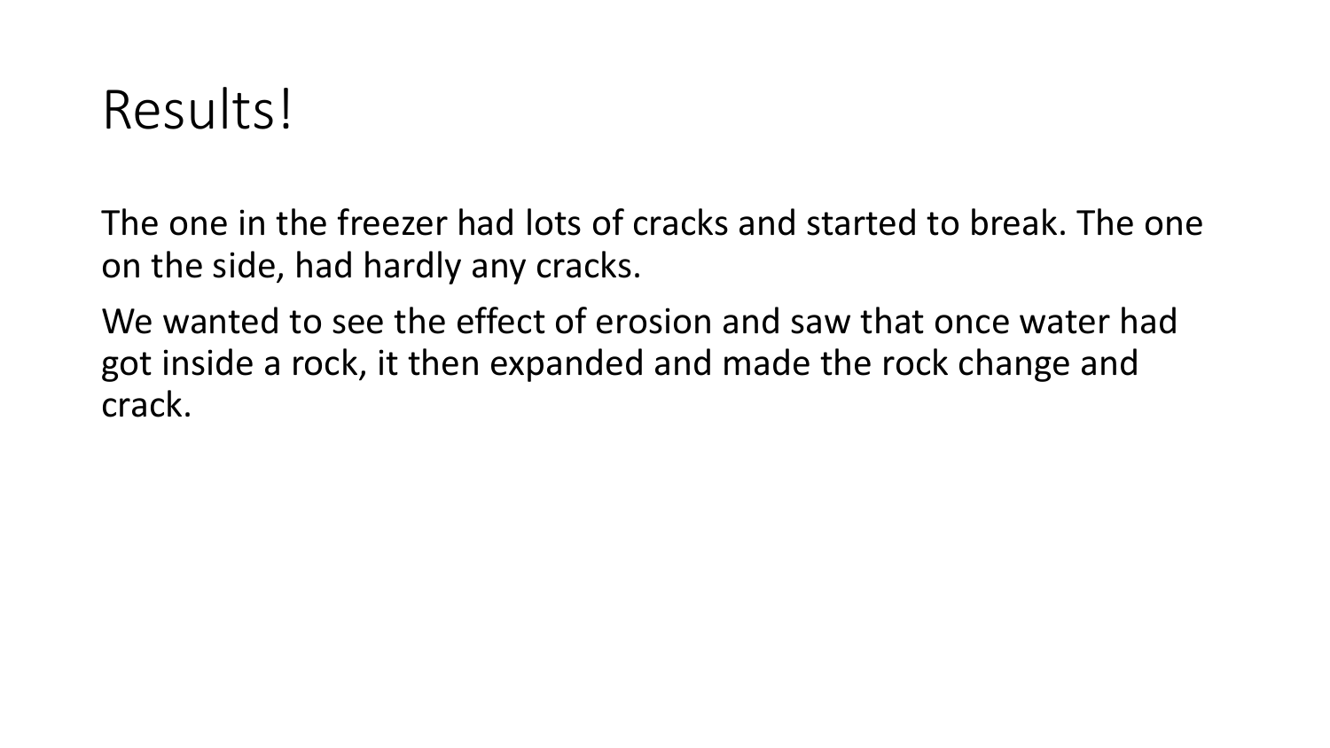# Results!

The one in the freezer had lots of cracks and started to break. The one on the side, had hardly any cracks.

We wanted to see the effect of erosion and saw that once water had got inside a rock, it then expanded and made the rock change and crack.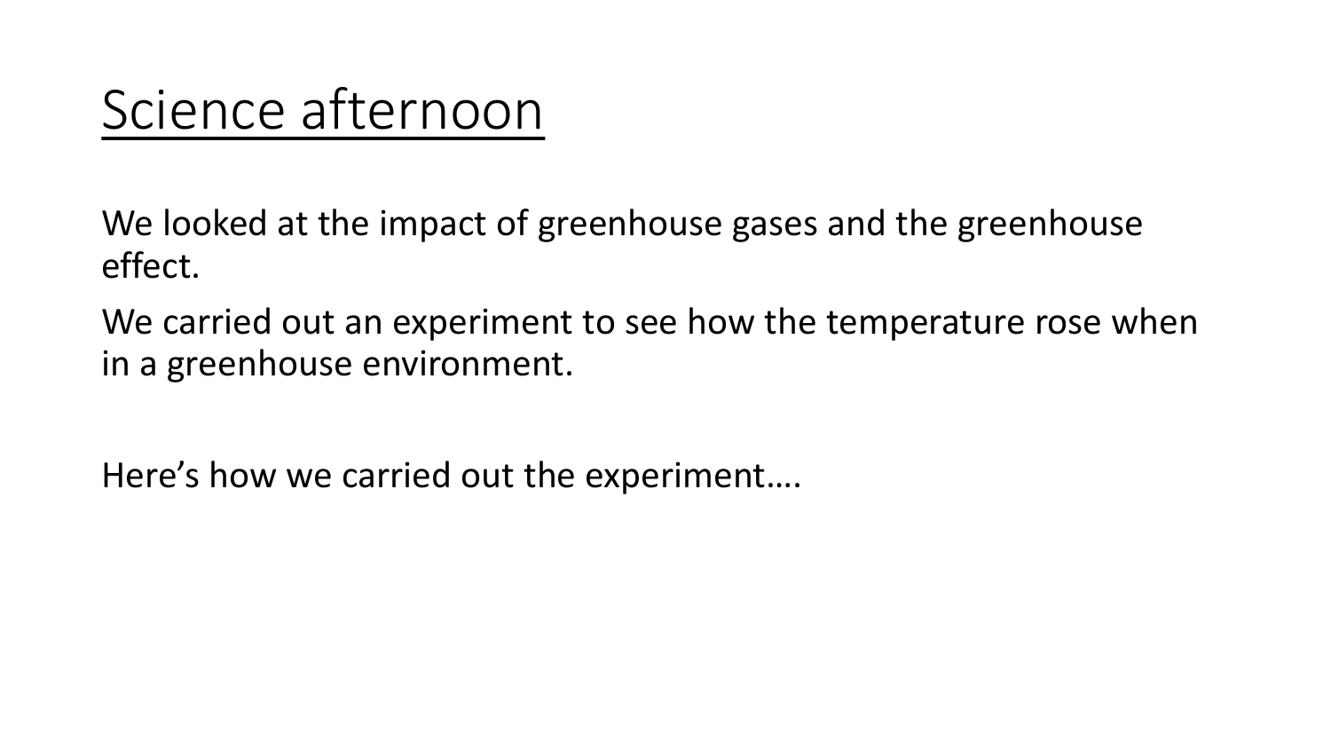# Science afternoon

We looked at the impact of greenhouse gases and the greenhouse effect.

We carried out an experiment to see how the temperature rose when in a greenhouse environment.

Here's how we carried out the experiment….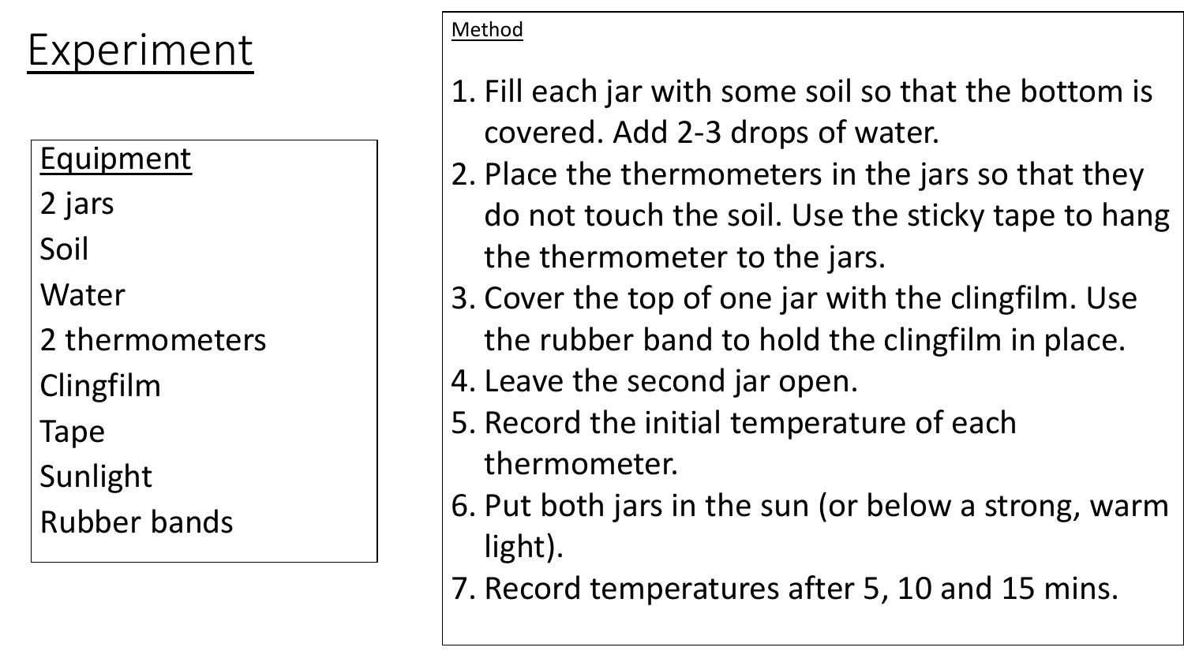# Experiment

## Equipment

2 jars
Soil
Water
2 thermometers
Clingfilm
Tape
Sunlight
Rubber bands

## Method

1. Fill each jar with some soil so that the bottom is covered. Add 2-3 drops of water.
2. Place the thermometers in the jars so that they do not touch the soil. Use the sticky tape to hang the thermometer to the jars.
3. Cover the top of one jar with the clingfilm. Use the rubber band to hold the clingfilm in place.
4. Leave the second jar open.
5. Record the initial temperature of each thermometer.
6. Put both jars in the sun (or below a strong, warm light).
7. Record temperatures after 5, 10 and 15 mins.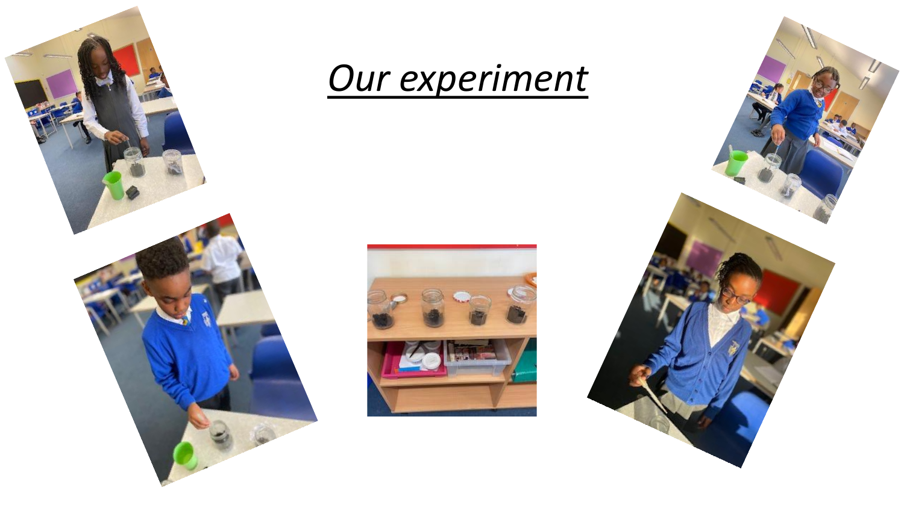# *Our experiment*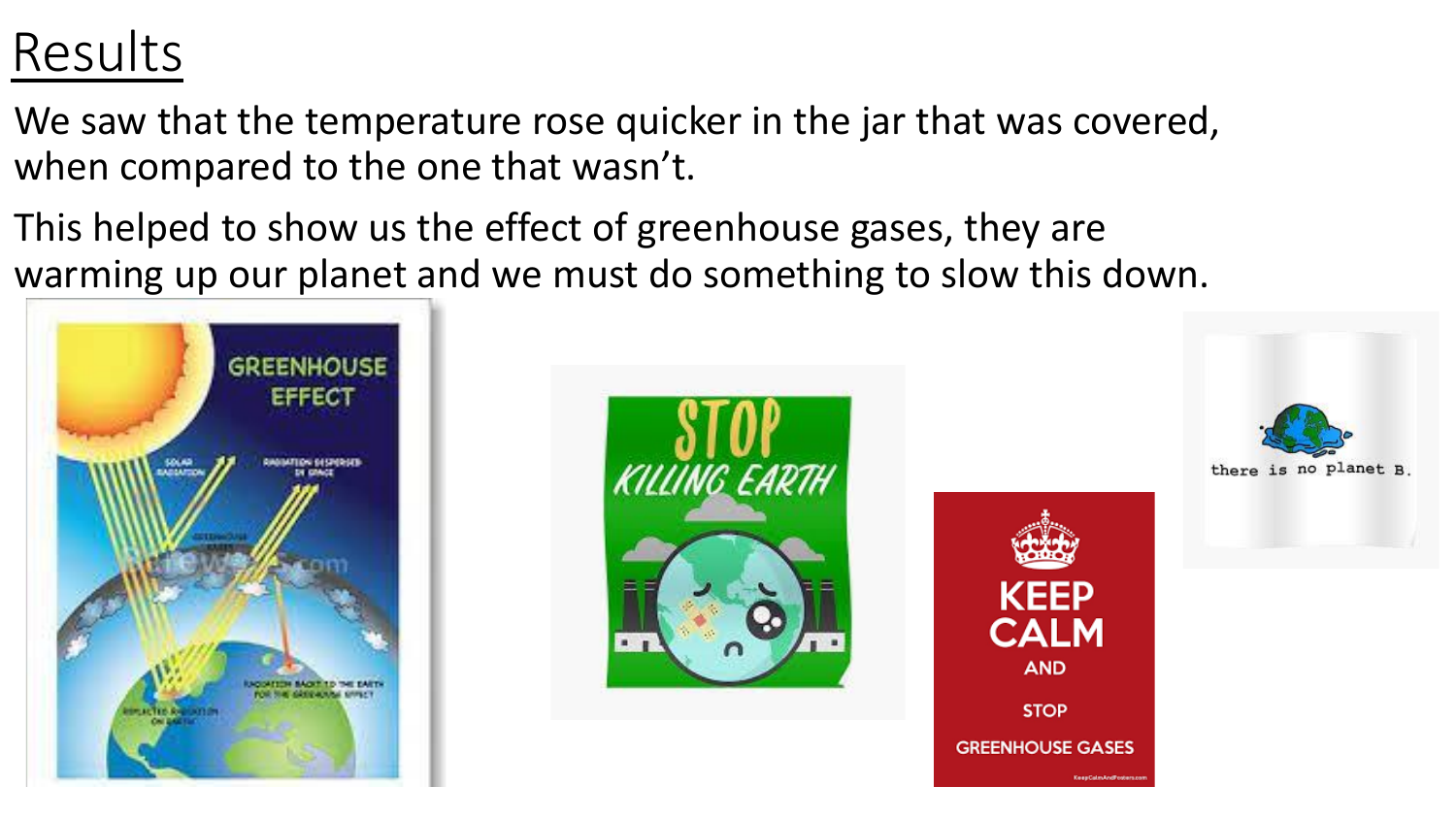# Results

We saw that the temperature rose quicker in the jar that was covered, when compared to the one that wasn't.

This helped to show us the effect of greenhouse gases, they are warming up our planet and we must do something to slow this down.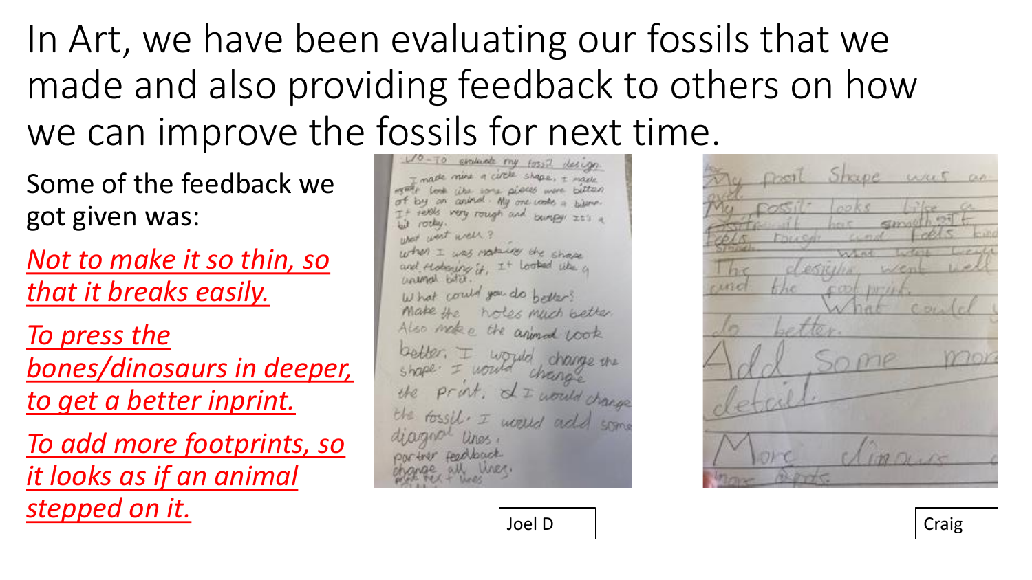# In Art, we have been evaluating our fossils that we made and also providing feedback to others on how we can improve the fossils for next time.

Some of the feedback we got given was:

*Not to make it so thin, so that it breaks easily.*

*To press the bones/dinosaurs in deeper, to get a better inprint.*

*To add more footprints, so it looks as if an animal stepped on it.*

LO - To evaluate my fossil design.

I made mine a circle shape, I made mine look like some pieces were bitten of by an animal. My one looks a bit bumpy. It feels very rough and bumpy. It's a bit rocky.

What went well?

When I was making the shape and flattening it, It looked like a animal bite.

What could you do better?

Make the holes much better. Also make the animal look better. I would change the shape. I would change the print. I would change the fossil. I would add some diagonal lines.

Partner feedback

change all lines.

Joel D

My fossil shape was an oval.

My fossil looks like a fossil it has smooth it feels rough and feels kind

What went well

The design went well and the foot print.

What could I do better.

Add some more detail.

More dinosaurs

more foots.

Craig